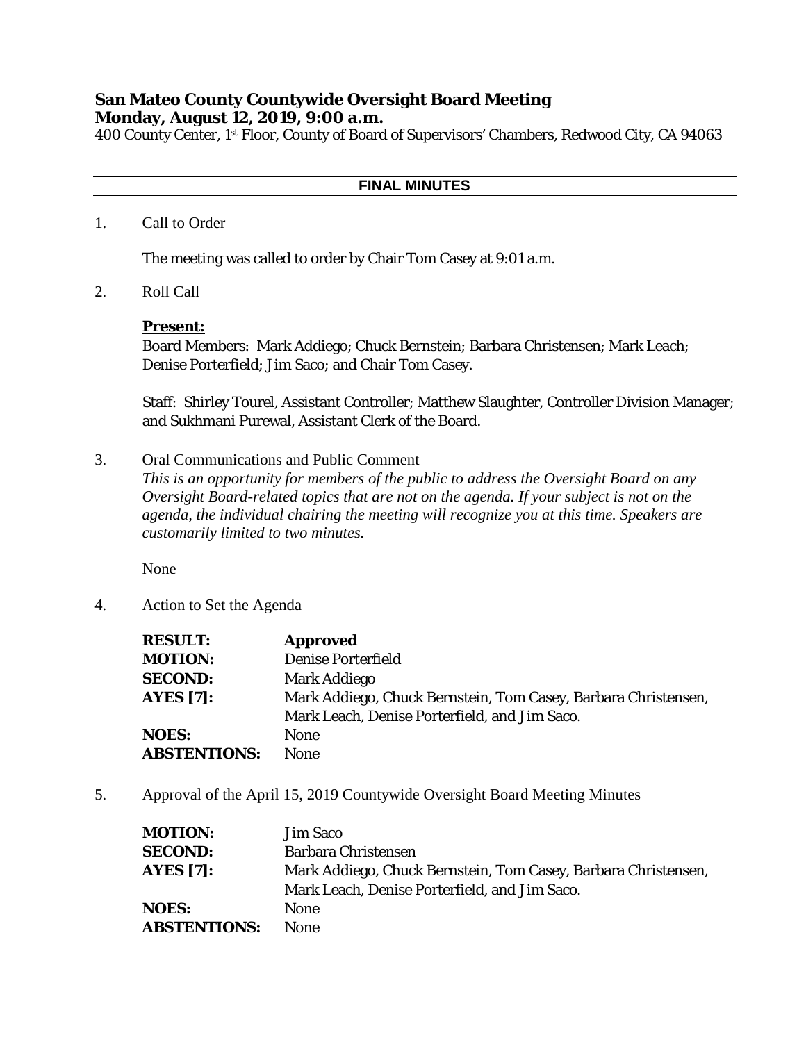## San Mateo County Countywide Oversight Board Meeting
## Monday, August 12, 2019, 9:00 a.m.

400 County Center, 1st Floor, County of Board of Supervisors' Chambers, Redwood City, CA 94063

---

**FINAL MINUTES**

---

1. Call to Order

   The meeting was called to order by Chair Tom Casey at 9:01 a.m.

2. Roll Call

   **Present:**
   Board Members: Mark Addiego; Chuck Bernstein; Barbara Christensen; Mark Leach; Denise Porterfield; Jim Saco; and Chair Tom Casey.

   Staff: Shirley Tourel, Assistant Controller; Matthew Slaughter, Controller Division Manager; and Sukhmani Purewal, Assistant Clerk of the Board.

3. Oral Communications and Public Comment
   *This is an opportunity for members of the public to address the Oversight Board on any Oversight Board-related topics that are not on the agenda. If your subject is not on the agenda, the individual chairing the meeting will recognize you at this time. Speakers are customarily limited to two minutes.*

   None

4. Action to Set the Agenda

| | |
|---|---|
| **RESULT:** | **Approved** |
| **MOTION:** | Denise Porterfield |
| **SECOND:** | Mark Addiego |
| **AYES [7]:** | Mark Addiego, Chuck Bernstein, Tom Casey, Barbara Christensen, Mark Leach, Denise Porterfield, and Jim Saco. |
| **NOES:** | None |
| **ABSTENTIONS:** | None |

5. Approval of the April 15, 2019 Countywide Oversight Board Meeting Minutes

| | |
|---|---|
| **MOTION:** | Jim Saco |
| **SECOND:** | Barbara Christensen |
| **AYES [7]:** | Mark Addiego, Chuck Bernstein, Tom Casey, Barbara Christensen, Mark Leach, Denise Porterfield, and Jim Saco. |
| **NOES:** | None |
| **ABSTENTIONS:** | None |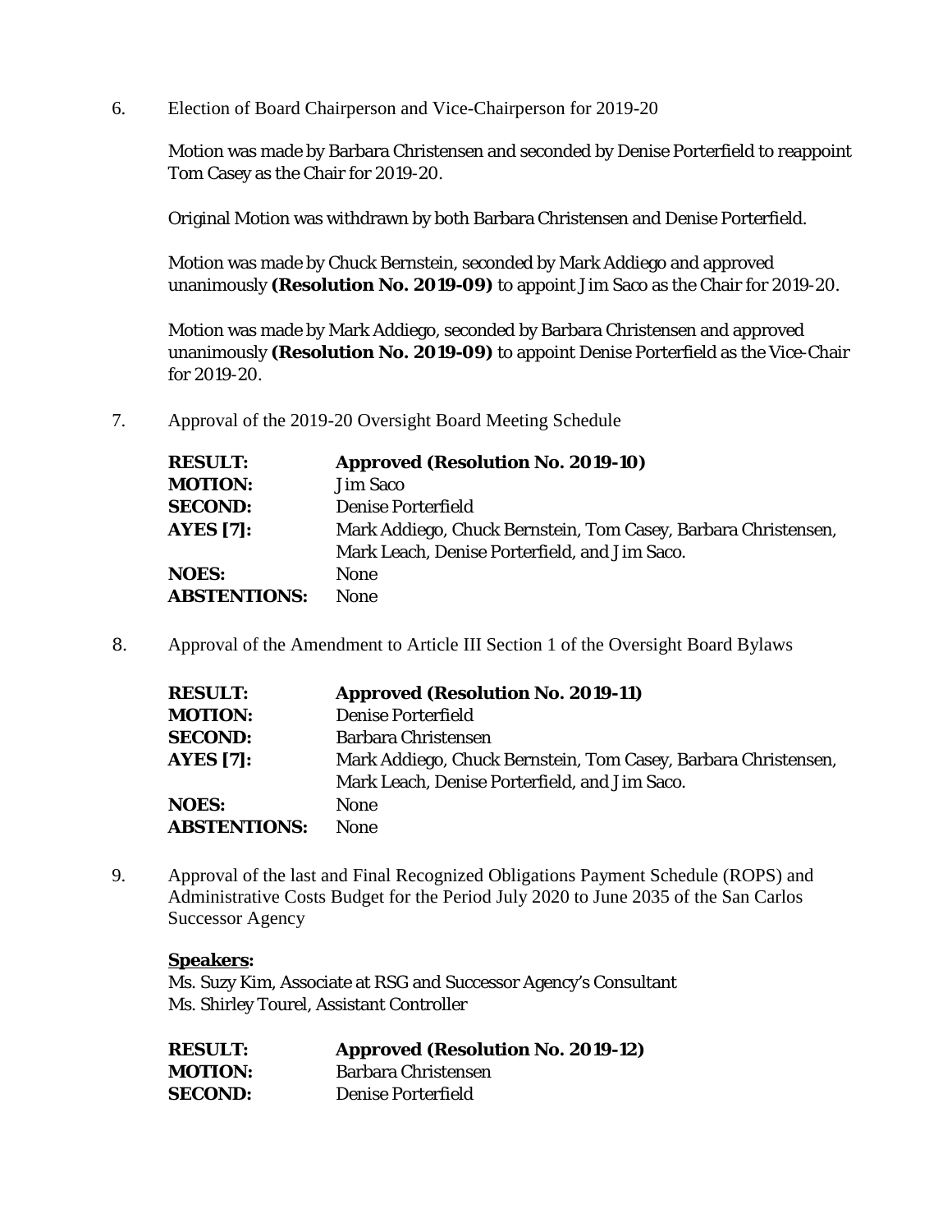6. Election of Board Chairperson and Vice-Chairperson for 2019-20

   Motion was made by Barbara Christensen and seconded by Denise Porterfield to reappoint Tom Casey as the Chair for 2019-20.

   Original Motion was withdrawn by both Barbara Christensen and Denise Porterfield.

   Motion was made by Chuck Bernstein, seconded by Mark Addiego and approved unanimously **(Resolution No. 2019-09)** to appoint Jim Saco as the Chair for 2019-20.

   Motion was made by Mark Addiego, seconded by Barbara Christensen and approved unanimously **(Resolution No. 2019-09)** to appoint Denise Porterfield as the Vice-Chair for 2019-20.

7. Approval of the 2019-20 Oversight Board Meeting Schedule

| | |
|---|---|
| **RESULT:** | **Approved (Resolution No. 2019-10)** |
| **MOTION:** | Jim Saco |
| **SECOND:** | Denise Porterfield |
| **AYES [7]:** | Mark Addiego, Chuck Bernstein, Tom Casey, Barbara Christensen, Mark Leach, Denise Porterfield, and Jim Saco. |
| **NOES:** | None |
| **ABSTENTIONS:** | None |

8. Approval of the Amendment to Article III Section 1 of the Oversight Board Bylaws

| | |
|---|---|
| **RESULT:** | **Approved (Resolution No. 2019-11)** |
| **MOTION:** | Denise Porterfield |
| **SECOND:** | Barbara Christensen |
| **AYES [7]:** | Mark Addiego, Chuck Bernstein, Tom Casey, Barbara Christensen, Mark Leach, Denise Porterfield, and Jim Saco. |
| **NOES:** | None |
| **ABSTENTIONS:** | None |

9. Approval of the last and Final Recognized Obligations Payment Schedule (ROPS) and Administrative Costs Budget for the Period July 2020 to June 2035 of the San Carlos Successor Agency

   **Speakers:**
   Ms. Suzy Kim, Associate at RSG and Successor Agency's Consultant
   Ms. Shirley Tourel, Assistant Controller

| | |
|---|---|
| **RESULT:** | **Approved (Resolution No. 2019-12)** |
| **MOTION:** | Barbara Christensen |
| **SECOND:** | Denise Porterfield |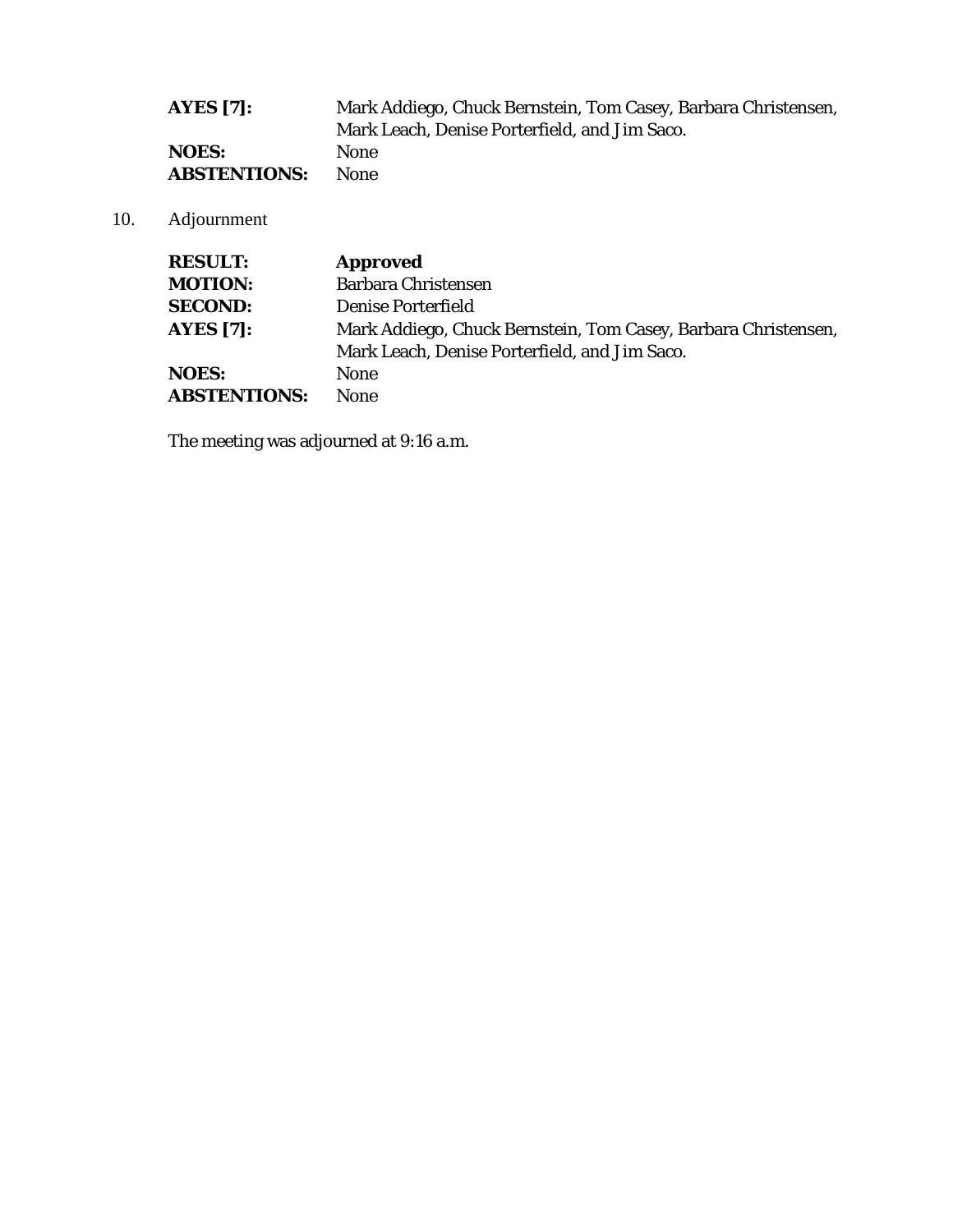| | |
|---|---|
| **AYES [7]:** | Mark Addiego, Chuck Bernstein, Tom Casey, Barbara Christensen, Mark Leach, Denise Porterfield, and Jim Saco. |
| **NOES:** | None |
| **ABSTENTIONS:** | None |

10. Adjournment

| | |
|---|---|
| **RESULT:** | **Approved** |
| **MOTION:** | Barbara Christensen |
| **SECOND:** | Denise Porterfield |
| **AYES [7]:** | Mark Addiego, Chuck Bernstein, Tom Casey, Barbara Christensen, Mark Leach, Denise Porterfield, and Jim Saco. |
| **NOES:** | None |
| **ABSTENTIONS:** | None |

The meeting was adjourned at 9:16 a.m.